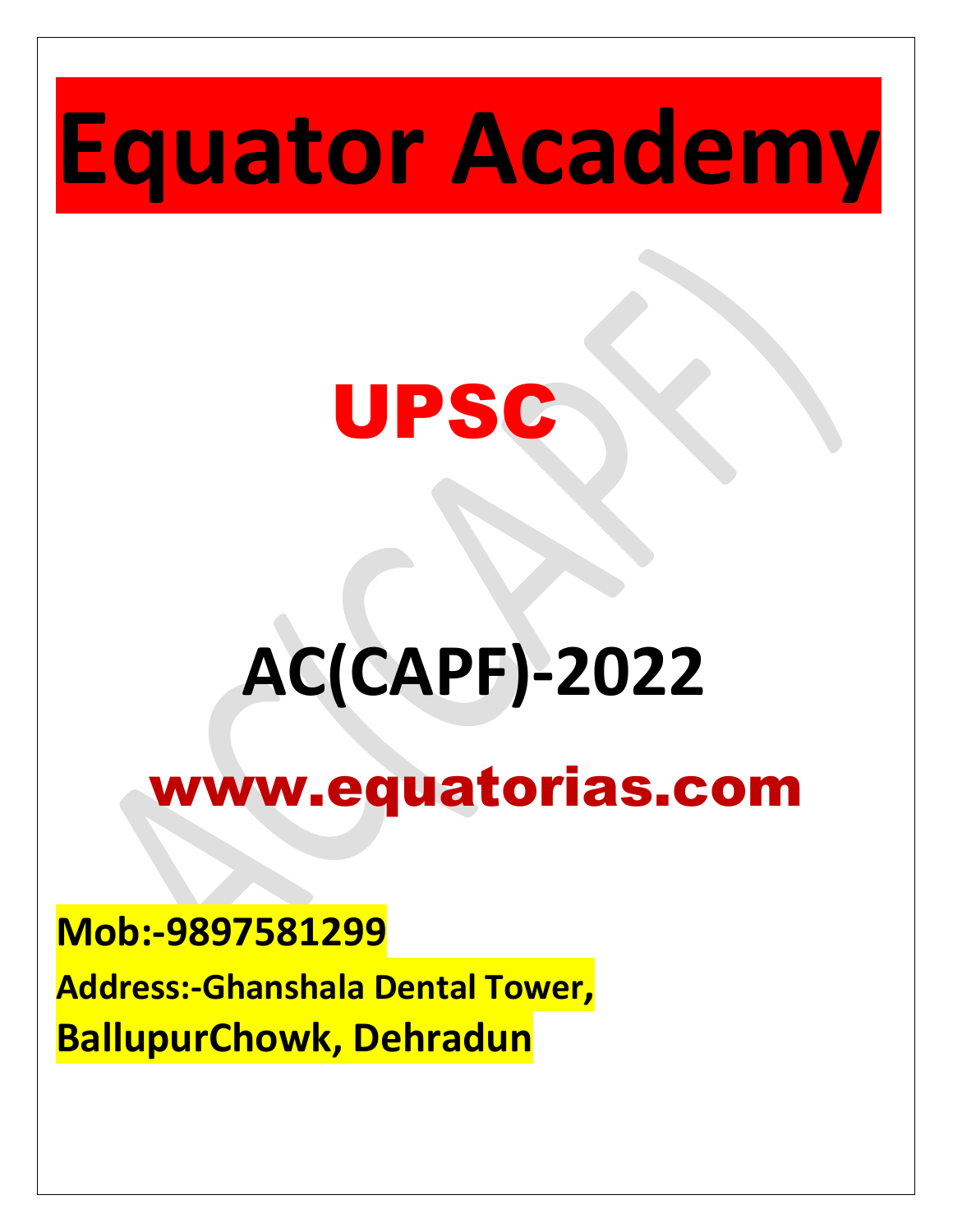# Equator Academy

## UPSC

## AC(CAPF)-2022

## www.equatorias.com

**Mob:-9897581299**

**Address:-Ghanshala Dental Tower, BallupurChowk, Dehradun**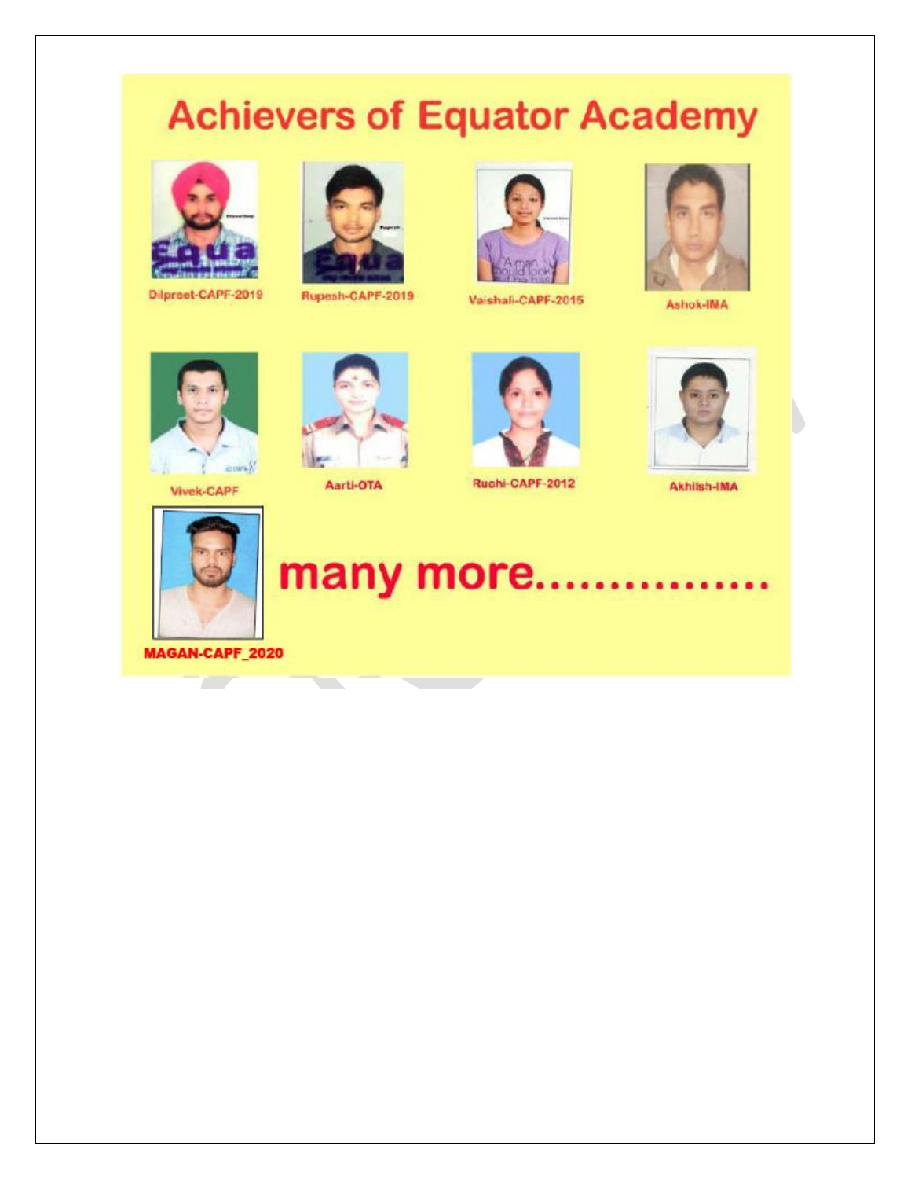# Achievers of Equator Academy

Dilpreet-CAPF-2019

Rupesh-CAPF-2019

Vaishali-CAPF-2015

Ashok-IMA

Vivek-CAPF

Aarti-OTA

Ruchi-CAPF-2012

Akhilsh-IMA

MAGAN-CAPF_2020

many more................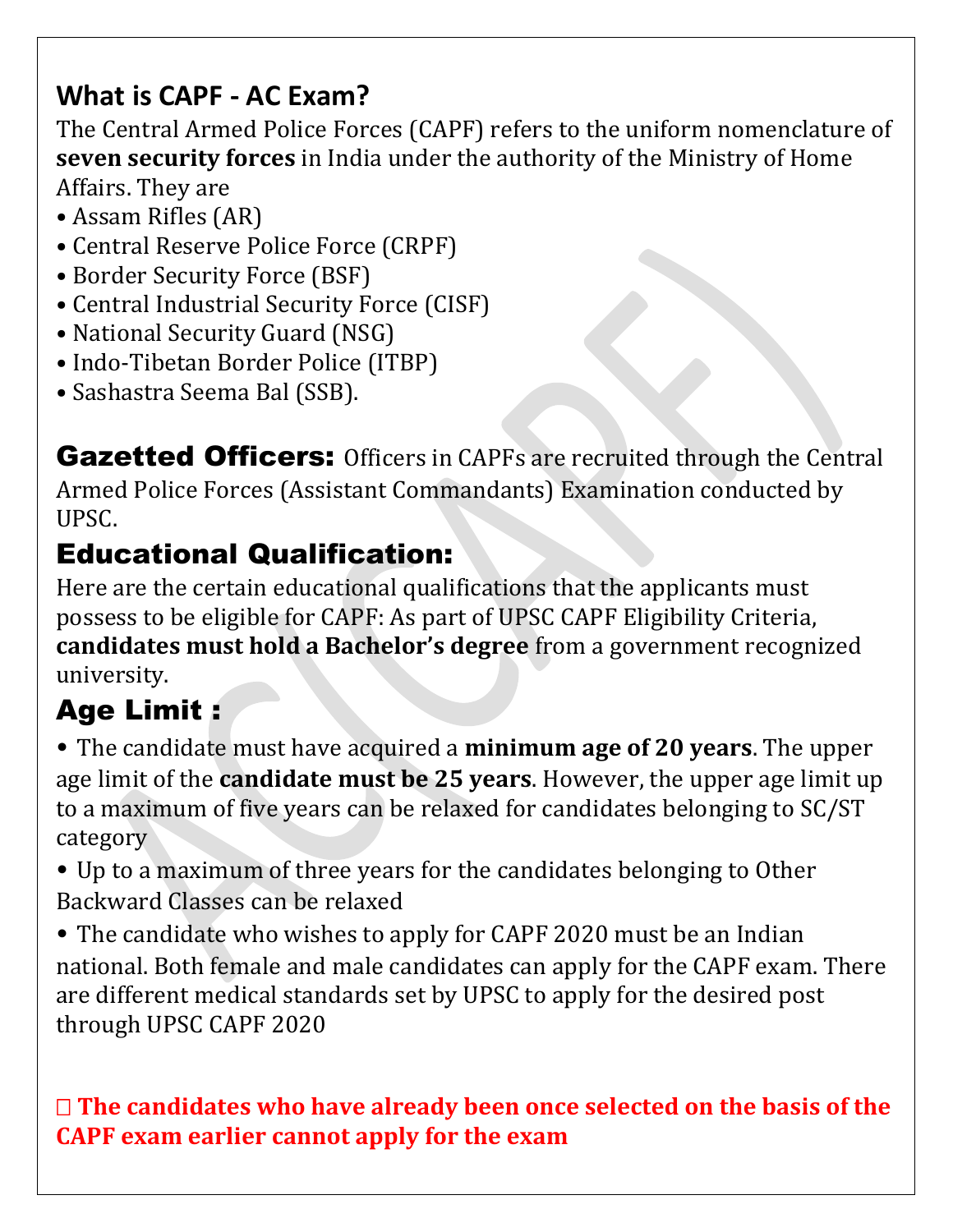## What is CAPF - AC Exam?

The Central Armed Police Forces (CAPF) refers to the uniform nomenclature of **seven security forces** in India under the authority of the Ministry of Home Affairs. They are

- Assam Rifles (AR)
- Central Reserve Police Force (CRPF)
- Border Security Force (BSF)
- Central Industrial Security Force (CISF)
- National Security Guard (NSG)
- Indo-Tibetan Border Police (ITBP)
- Sashastra Seema Bal (SSB).

**Gazetted Officers:** Officers in CAPFs are recruited through the Central Armed Police Forces (Assistant Commandants) Examination conducted by UPSC.

## Educational Qualification:

Here are the certain educational qualifications that the applicants must possess to be eligible for CAPF: As part of UPSC CAPF Eligibility Criteria, **candidates must hold a Bachelor's degree** from a government recognized university.

## Age Limit :

- The candidate must have acquired a **minimum age of 20 years**. The upper age limit of the **candidate must be 25 years**. However, the upper age limit up to a maximum of five years can be relaxed for candidates belonging to SC/ST category
- Up to a maximum of three years for the candidates belonging to Other Backward Classes can be relaxed
- The candidate who wishes to apply for CAPF 2020 must be an Indian national. Both female and male candidates can apply for the CAPF exam. There are different medical standards set by UPSC to apply for the desired post through UPSC CAPF 2020

**The candidates who have already been once selected on the basis of the CAPF exam earlier cannot apply for the exam**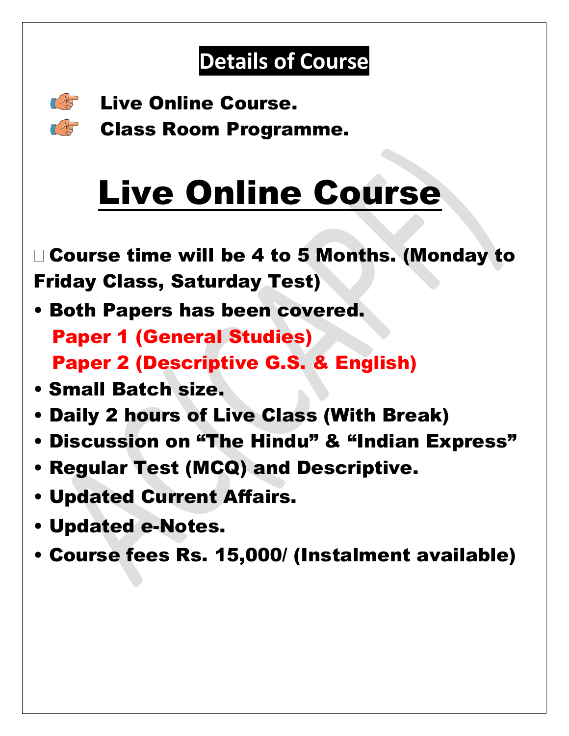# Details of Course

- Live Online Course.
- Class Room Programme.

# Live Online Course

- Course time will be 4 to 5 Months. (Monday to Friday Class, Saturday Test)
- Both Papers has been covered.
  - Paper 1 (General Studies)
  - Paper 2 (Descriptive G.S. & English)
- Small Batch size.
- Daily 2 hours of Live Class (With Break)
- Discussion on "The Hindu" & "Indian Express"
- Regular Test (MCQ) and Descriptive.
- Updated Current Affairs.
- Updated e-Notes.
- Course fees Rs. 15,000/ (Instalment available)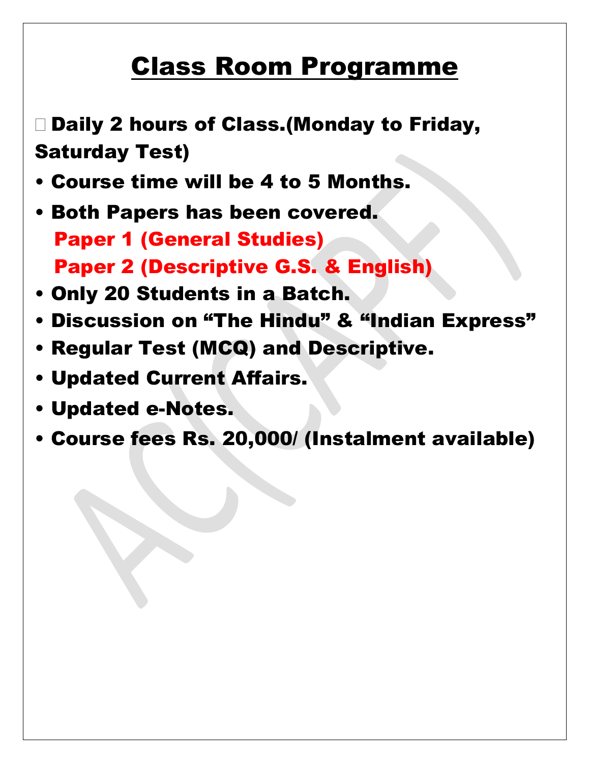# Class Room Programme

- Daily 2 hours of Class.(Monday to Friday, Saturday Test)
- Course time will be 4 to 5 Months.
- Both Papers has been covered.
  - Paper 1 (General Studies)
  - Paper 2 (Descriptive G.S. & English)
- Only 20 Students in a Batch.
- Discussion on “The Hindu” & “Indian Express”
- Regular Test (MCQ) and Descriptive.
- Updated Current Affairs.
- Updated e-Notes.
- Course fees Rs. 20,000/ (Instalment available)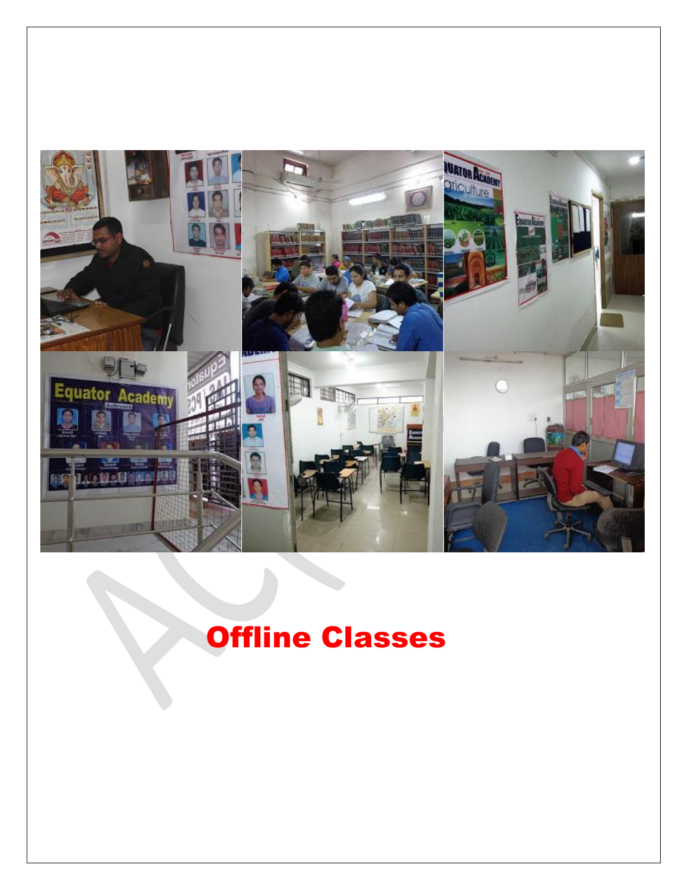# Offline Classes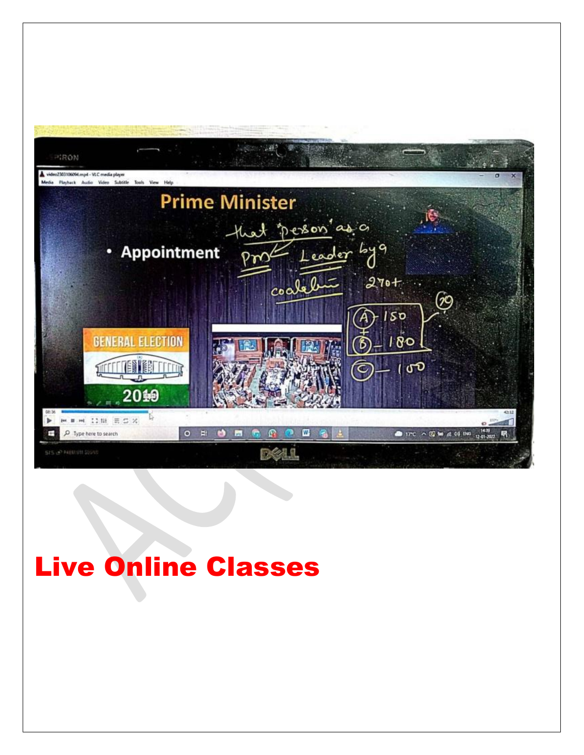**Live Online Classes**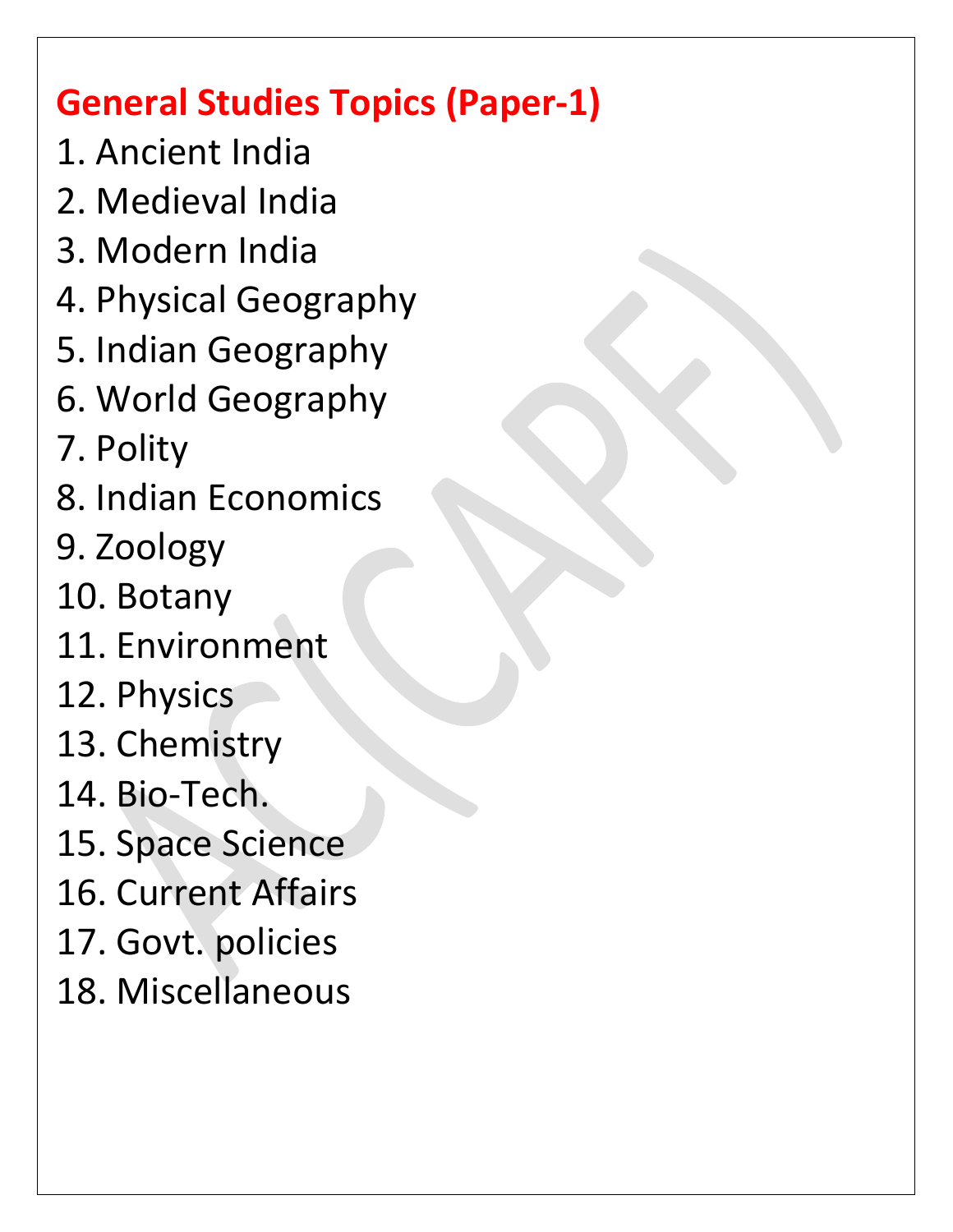## General Studies Topics (Paper-1)

1. Ancient India
2. Medieval India
3. Modern India
4. Physical Geography
5. Indian Geography
6. World Geography
7. Polity
8. Indian Economics
9. Zoology
10. Botany
11. Environment
12. Physics
13. Chemistry
14. Bio-Tech.
15. Space Science
16. Current Affairs
17. Govt. policies
18. Miscellaneous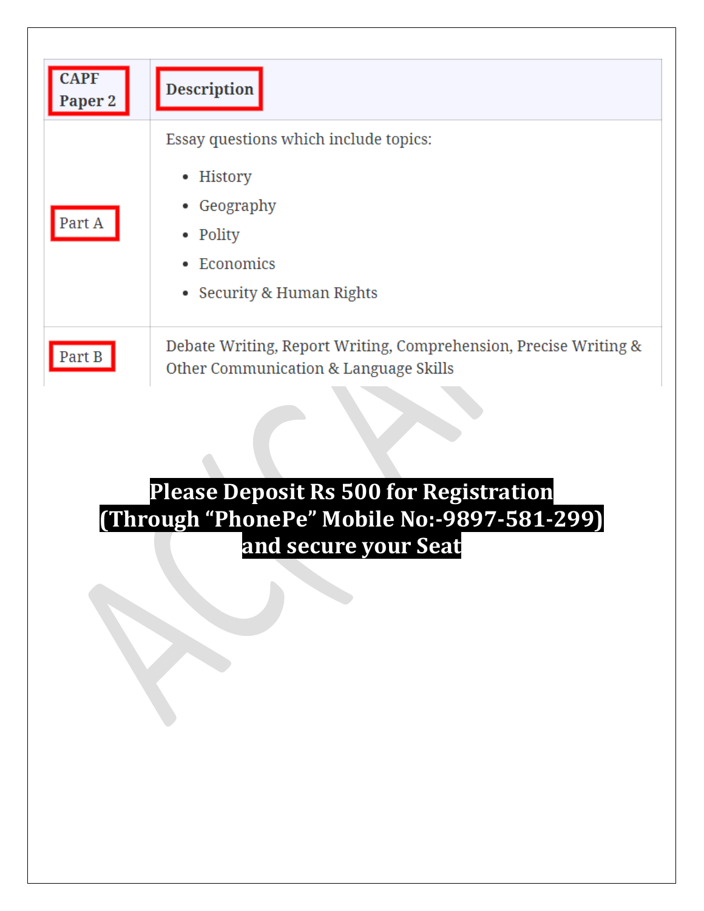| CAPF Paper 2 | Description |
|---|---|
| Part A | Essay questions which include topics:<br>• History<br>• Geography<br>• Polity<br>• Economics<br>• Security & Human Rights |
| Part B | Debate Writing, Report Writing, Comprehension, Precise Writing & Other Communication & Language Skills |

**Please Deposit Rs 500 for Registration**
**(Through "PhonePe" Mobile No:-9897-581-299)**
**and secure your Seat**